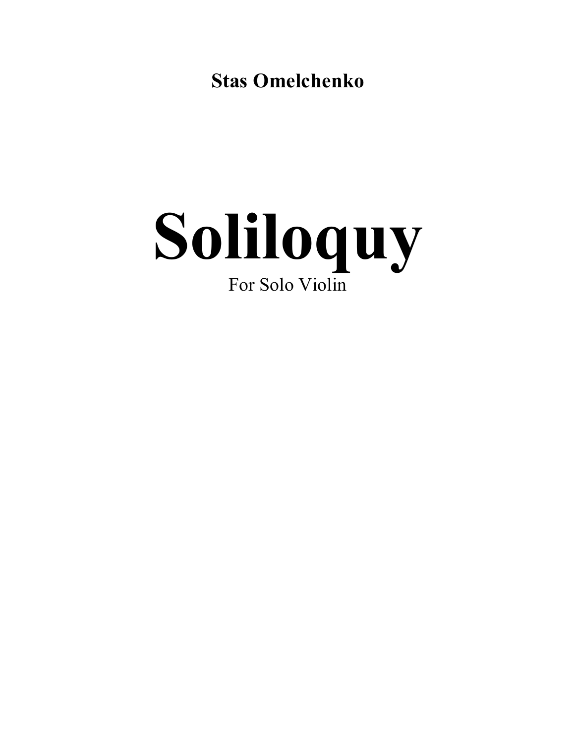**Stas Omelchenko**

# Soliloquy

For Solo Violin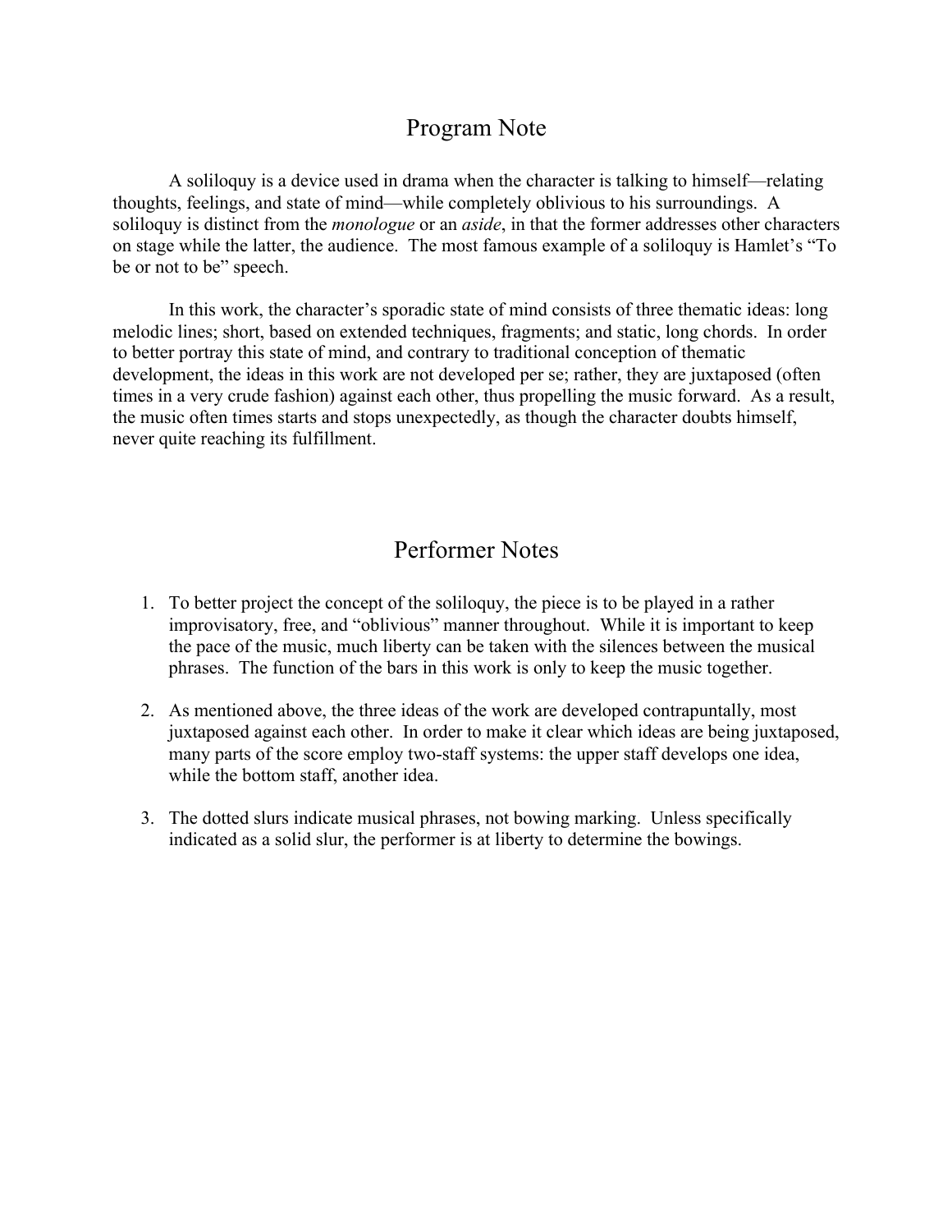## Program Note

A soliloquy is a device used in drama when the character is talking to himself—relating thoughts, feelings, and state of mind—while completely oblivious to his surroundings. A soliloquy is distinct from the *monologue* or an *aside*, in that the former addresses other characters on stage while the latter, the audience. The most famous example of a soliloquy is Hamlet's "To be or not to be" speech.

In this work, the character's sporadic state of mind consists of three thematic ideas: long melodic lines; short, based on extended techniques, fragments; and static, long chords. In order to better portray this state of mind, and contrary to traditional conception of thematic development, the ideas in this work are not developed per se; rather, they are juxtaposed (often times in a very crude fashion) against each other, thus propelling the music forward. As a result, the music often times starts and stops unexpectedly, as though the character doubts himself, never quite reaching its fulfillment.

## Performer Notes

1. To better project the concept of the soliloquy, the piece is to be played in a rather improvisatory, free, and "oblivious" manner throughout. While it is important to keep the pace of the music, much liberty can be taken with the silences between the musical phrases. The function of the bars in this work is only to keep the music together.

2. As mentioned above, the three ideas of the work are developed contrapuntally, most juxtaposed against each other. In order to make it clear which ideas are being juxtaposed, many parts of the score employ two-staff systems: the upper staff develops one idea, while the bottom staff, another idea.

3. The dotted slurs indicate musical phrases, not bowing marking. Unless specifically indicated as a solid slur, the performer is at liberty to determine the bowings.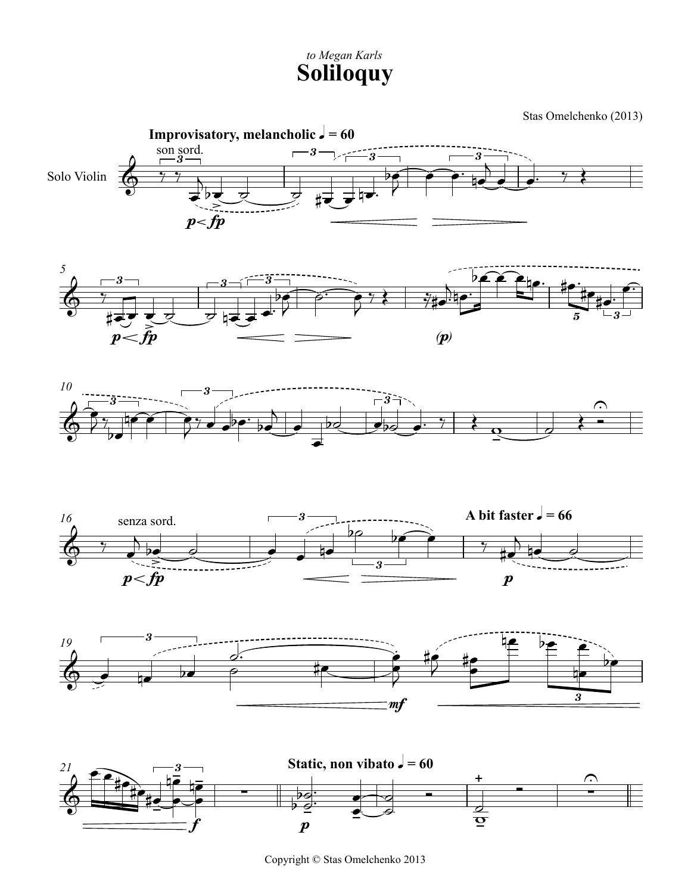*to Megan Karls*

# Soliloquy

Stas Omelchenko (2013)

**Improvisatory, melancholic** ♩ = 60

son sord.

Solo Violin

*p* < *fp*

*p* < *fp*

(*p*)

senza sord.

*p* < *fp*

**A bit faster** ♩ = 66

*p*

*mf*

*f*

**Static, non vibato** ♩ = 60

*p*

Copyright © Stas Omelchenko 2013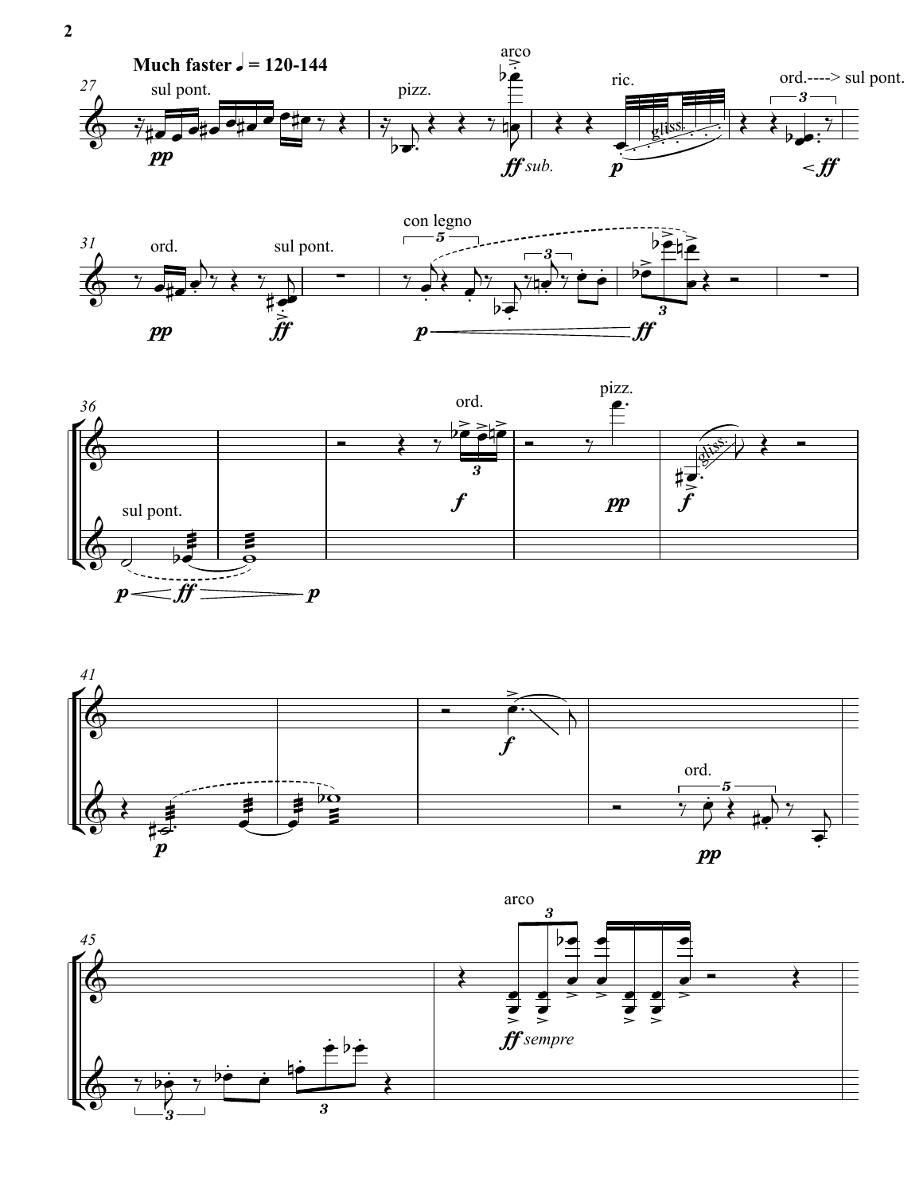**Much faster ♩ = 120-144**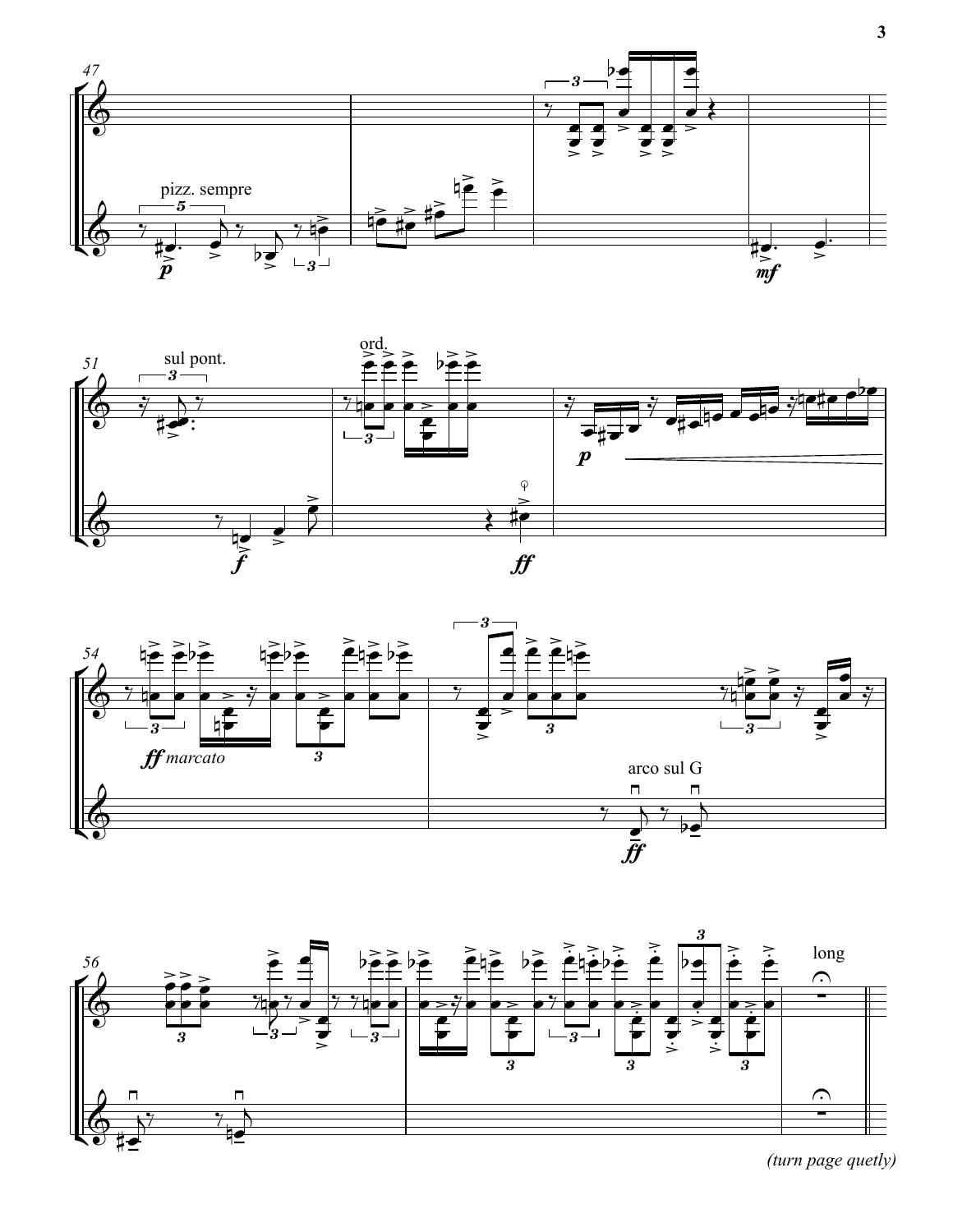47

pizz. sempre

51

sul pont.

ord.

54

*ff marcato*

arco sul G

56

long

*(turn page quetly)*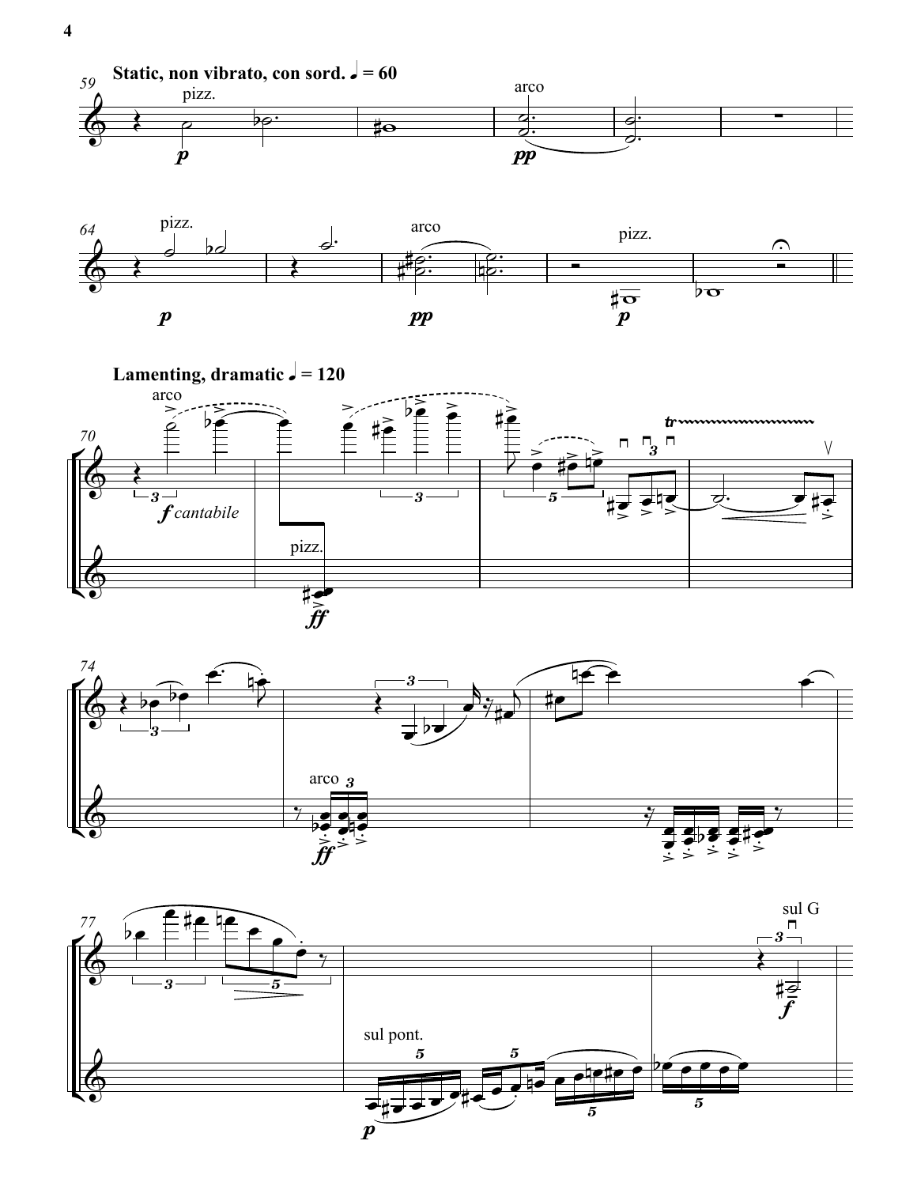**Static, non vibrato, con sord.** ♩ = 60

**Lamenting, dramatic** ♩ = 120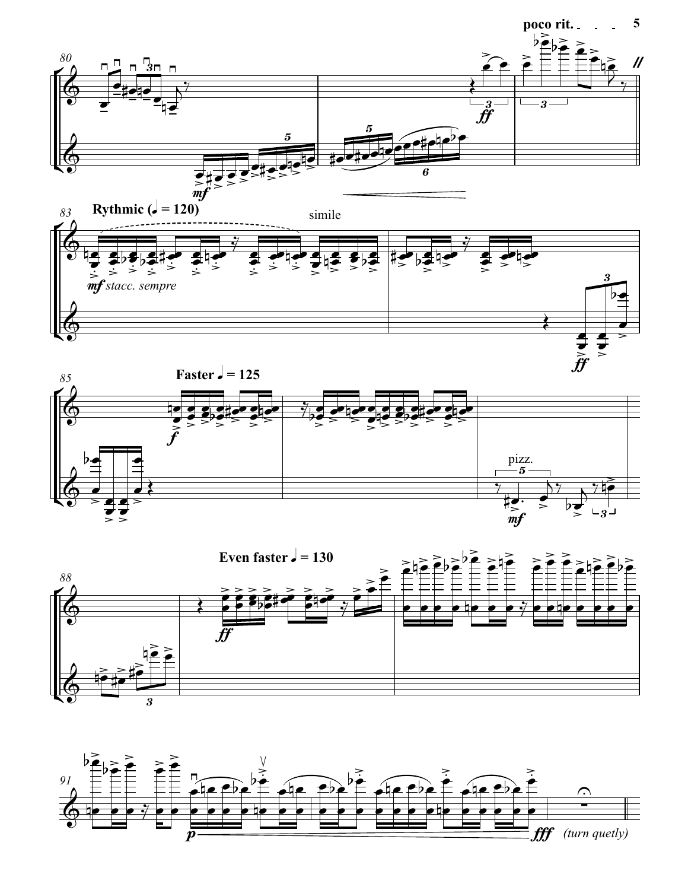poco rit.

Rythmic (𝅗𝅥 = 120)

simile

*mf stacc. sempre*

Faster 𝅗𝅥 = 125

pizz.

Even faster 𝅗𝅥 = 130

*(turn quetly)*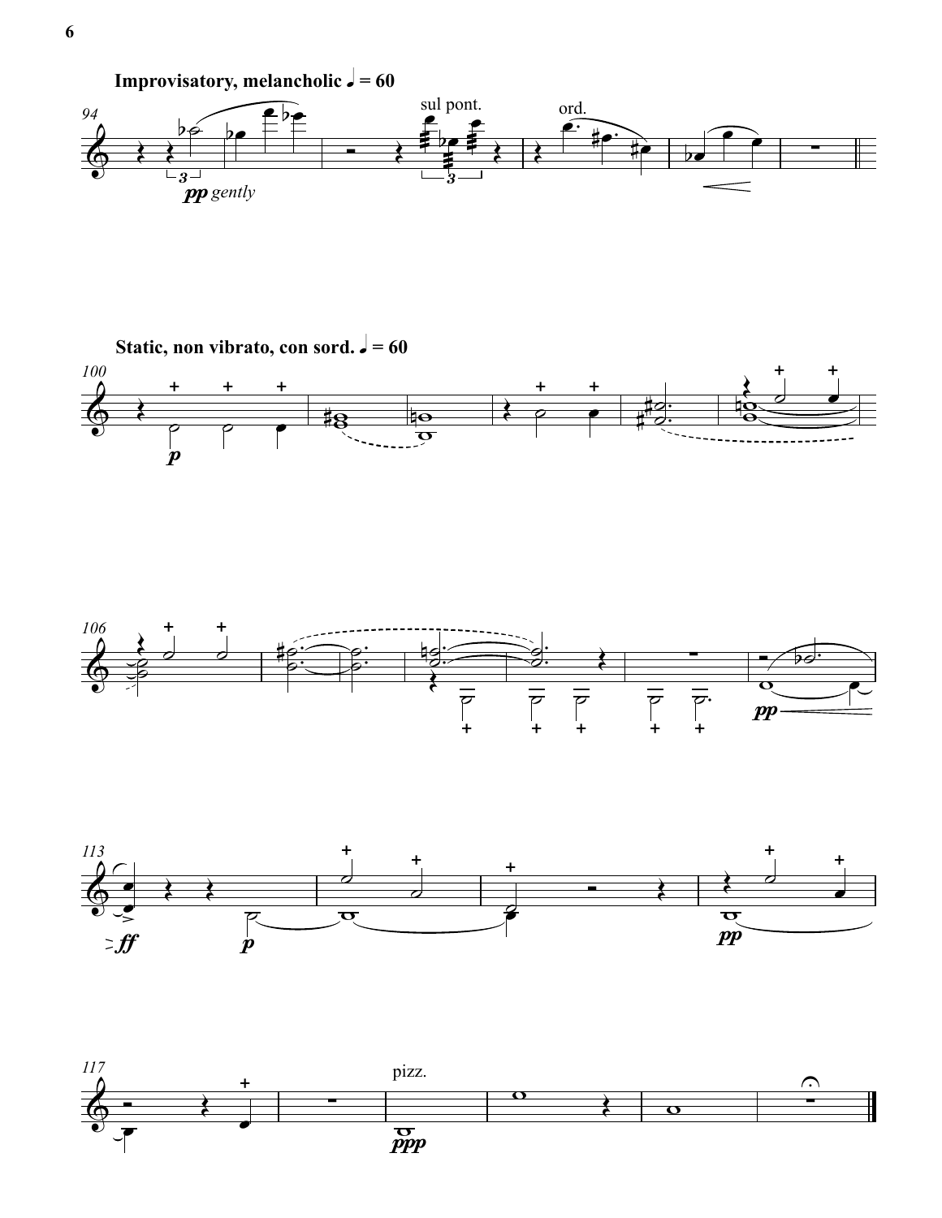**Improvisatory, melancholic ♩ = 60**

94

*pp gently*

sul pont.

ord.

**Static, non vibrato, con sord. ♩ = 60**

100

*p*

106

*pp*

113

*ff*

*p*

*pp*

117

pizz.

*ppp*